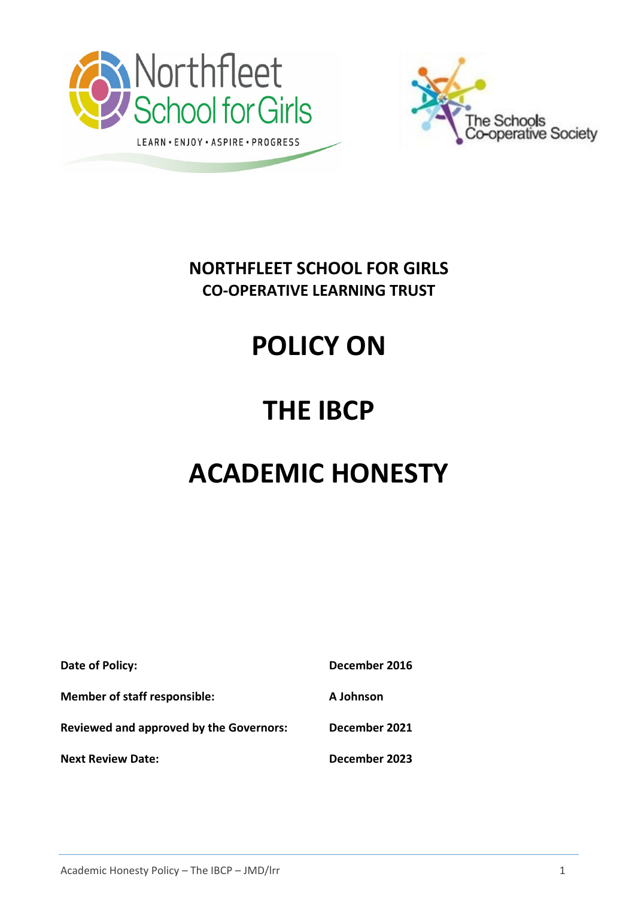**NORTHFLEET SCHOOL FOR GIRLS**
**CO-OPERATIVE LEARNING TRUST**

# POLICY ON

# THE IBCP

# ACADEMIC HONESTY

| | |
|---|---|
| **Date of Policy:** | **December 2016** |
| **Member of staff responsible:** | **A Johnson** |
| **Reviewed and approved by the Governors:** | **December 2021** |
| **Next Review Date:** | **December 2023** |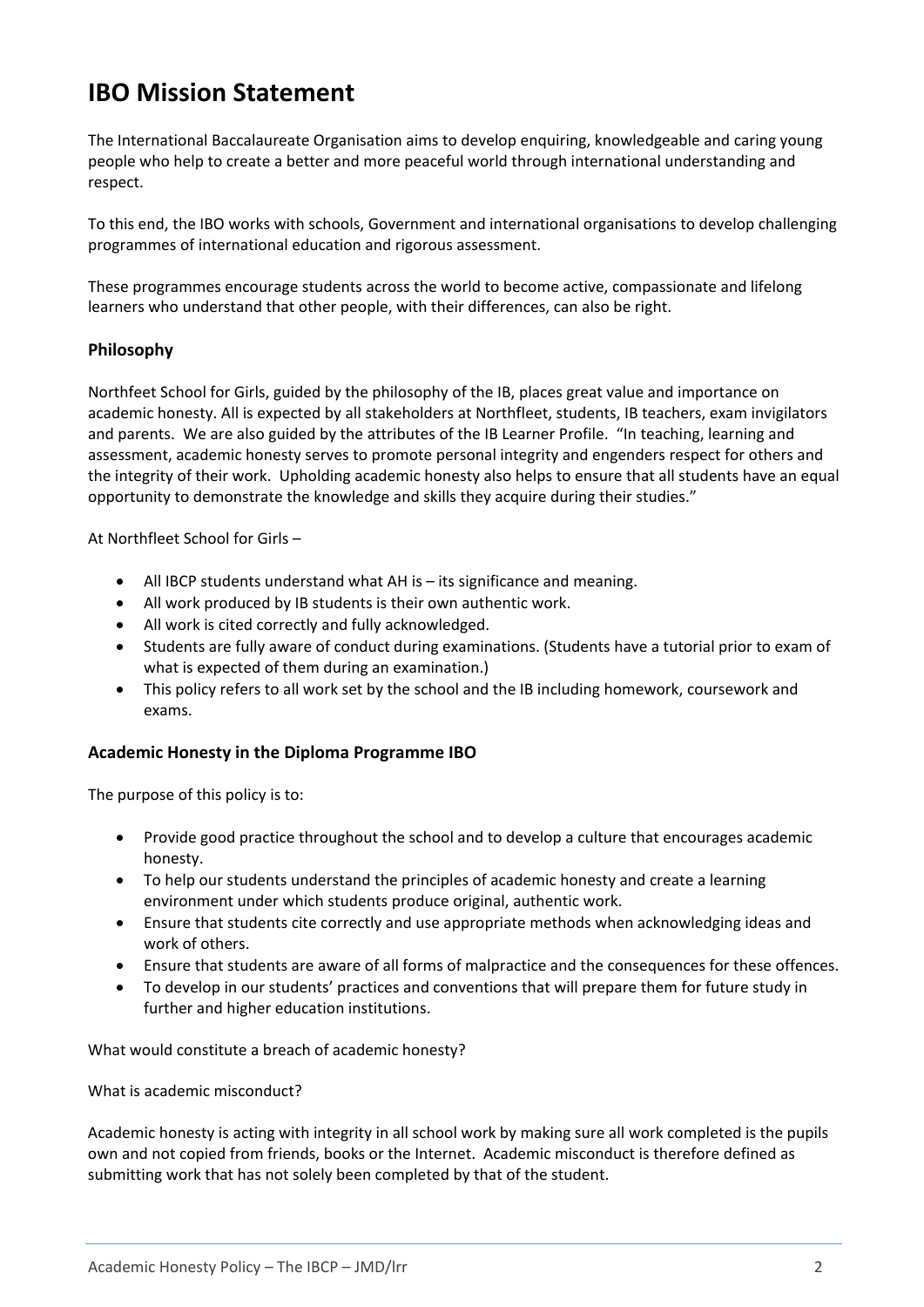# IBO Mission Statement

The International Baccalaureate Organisation aims to develop enquiring, knowledgeable and caring young people who help to create a better and more peaceful world through international understanding and respect.

To this end, the IBO works with schools, Government and international organisations to develop challenging programmes of international education and rigorous assessment.

These programmes encourage students across the world to become active, compassionate and lifelong learners who understand that other people, with their differences, can also be right.

### Philosophy

Northfeet School for Girls, guided by the philosophy of the IB, places great value and importance on academic honesty. All is expected by all stakeholders at Northfleet, students, IB teachers, exam invigilators and parents. We are also guided by the attributes of the IB Learner Profile. "In teaching, learning and assessment, academic honesty serves to promote personal integrity and engenders respect for others and the integrity of their work. Upholding academic honesty also helps to ensure that all students have an equal opportunity to demonstrate the knowledge and skills they acquire during their studies."

At Northfleet School for Girls –

- All IBCP students understand what AH is – its significance and meaning.
- All work produced by IB students is their own authentic work.
- All work is cited correctly and fully acknowledged.
- Students are fully aware of conduct during examinations. (Students have a tutorial prior to exam of what is expected of them during an examination.)
- This policy refers to all work set by the school and the IB including homework, coursework and exams.

### Academic Honesty in the Diploma Programme IBO

The purpose of this policy is to:

- Provide good practice throughout the school and to develop a culture that encourages academic honesty.
- To help our students understand the principles of academic honesty and create a learning environment under which students produce original, authentic work.
- Ensure that students cite correctly and use appropriate methods when acknowledging ideas and work of others.
- Ensure that students are aware of all forms of malpractice and the consequences for these offences.
- To develop in our students' practices and conventions that will prepare them for future study in further and higher education institutions.

What would constitute a breach of academic honesty?

What is academic misconduct?

Academic honesty is acting with integrity in all school work by making sure all work completed is the pupils own and not copied from friends, books or the Internet. Academic misconduct is therefore defined as submitting work that has not solely been completed by that of the student.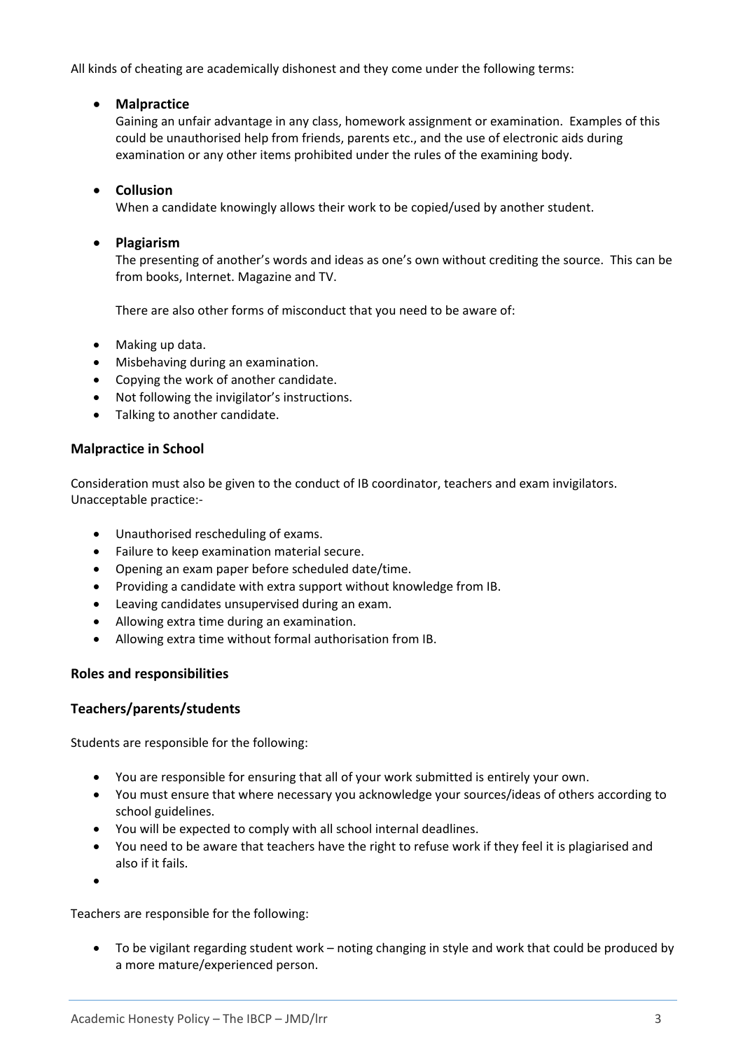All kinds of cheating are academically dishonest and they come under the following terms:

- **Malpractice**
  Gaining an unfair advantage in any class, homework assignment or examination. Examples of this could be unauthorised help from friends, parents etc., and the use of electronic aids during examination or any other items prohibited under the rules of the examining body.

- **Collusion**
  When a candidate knowingly allows their work to be copied/used by another student.

- **Plagiarism**
  The presenting of another's words and ideas as one's own without crediting the source. This can be from books, Internet. Magazine and TV.

  There are also other forms of misconduct that you need to be aware of:

- Making up data.
- Misbehaving during an examination.
- Copying the work of another candidate.
- Not following the invigilator's instructions.
- Talking to another candidate.

### Malpractice in School

Consideration must also be given to the conduct of IB coordinator, teachers and exam invigilators. Unacceptable practice:-

- Unauthorised rescheduling of exams.
- Failure to keep examination material secure.
- Opening an exam paper before scheduled date/time.
- Providing a candidate with extra support without knowledge from IB.
- Leaving candidates unsupervised during an exam.
- Allowing extra time during an examination.
- Allowing extra time without formal authorisation from IB.

### Roles and responsibilities

### Teachers/parents/students

Students are responsible for the following:

- You are responsible for ensuring that all of your work submitted is entirely your own.
- You must ensure that where necessary you acknowledge your sources/ideas of others according to school guidelines.
- You will be expected to comply with all school internal deadlines.
- You need to be aware that teachers have the right to refuse work if they feel it is plagiarised and also if it fails.

Teachers are responsible for the following:

- To be vigilant regarding student work – noting changing in style and work that could be produced by a more mature/experienced person.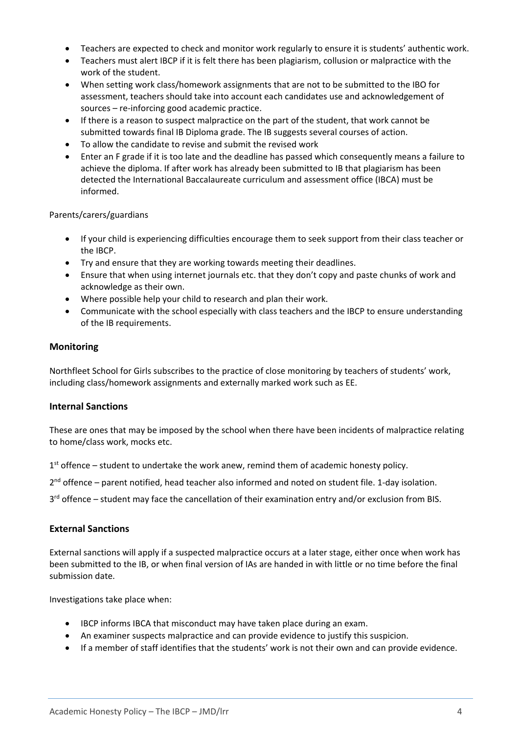- Teachers are expected to check and monitor work regularly to ensure it is students' authentic work.
- Teachers must alert IBCP if it is felt there has been plagiarism, collusion or malpractice with the work of the student.
- When setting work class/homework assignments that are not to be submitted to the IBO for assessment, teachers should take into account each candidates use and acknowledgement of sources – re-inforcing good academic practice.
- If there is a reason to suspect malpractice on the part of the student, that work cannot be submitted towards final IB Diploma grade. The IB suggests several courses of action.
- To allow the candidate to revise and submit the revised work
- Enter an F grade if it is too late and the deadline has passed which consequently means a failure to achieve the diploma. If after work has already been submitted to IB that plagiarism has been detected the International Baccalaureate curriculum and assessment office (IBCA) must be informed.

Parents/carers/guardians

- If your child is experiencing difficulties encourage them to seek support from their class teacher or the IBCP.
- Try and ensure that they are working towards meeting their deadlines.
- Ensure that when using internet journals etc. that they don't copy and paste chunks of work and acknowledge as their own.
- Where possible help your child to research and plan their work.
- Communicate with the school especially with class teachers and the IBCP to ensure understanding of the IB requirements.

### Monitoring

Northfleet School for Girls subscribes to the practice of close monitoring by teachers of students' work, including class/homework assignments and externally marked work such as EE.

### Internal Sanctions

These are ones that may be imposed by the school when there have been incidents of malpractice relating to home/class work, mocks etc.

1st offence – student to undertake the work anew, remind them of academic honesty policy.

2nd offence – parent notified, head teacher also informed and noted on student file. 1-day isolation.

3rd offence – student may face the cancellation of their examination entry and/or exclusion from BIS.

### External Sanctions

External sanctions will apply if a suspected malpractice occurs at a later stage, either once when work has been submitted to the IB, or when final version of IAs are handed in with little or no time before the final submission date.

Investigations take place when:

- IBCP informs IBCA that misconduct may have taken place during an exam.
- An examiner suspects malpractice and can provide evidence to justify this suspicion.
- If a member of staff identifies that the students' work is not their own and can provide evidence.